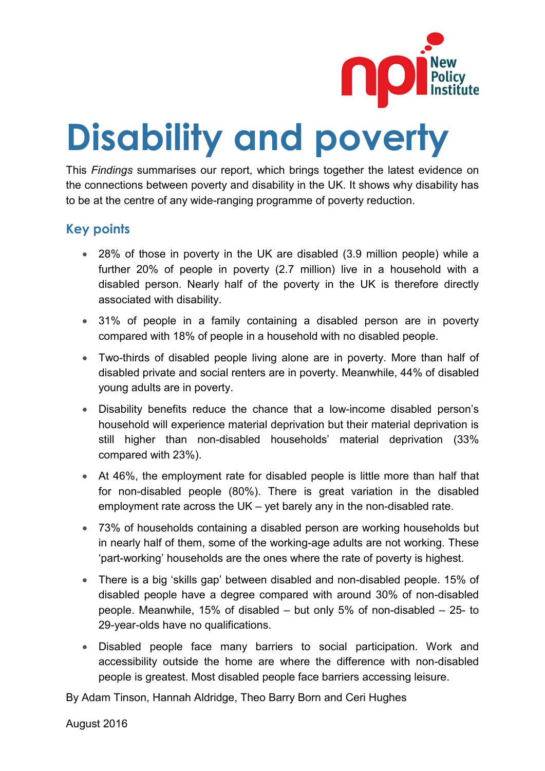# Disability and poverty

This *Findings* summarises our report, which brings together the latest evidence on the connections between poverty and disability in the UK. It shows why disability has to be at the centre of any wide-ranging programme of poverty reduction.

## Key points

- 28% of those in poverty in the UK are disabled (3.9 million people) while a further 20% of people in poverty (2.7 million) live in a household with a disabled person. Nearly half of the poverty in the UK is therefore directly associated with disability.
- 31% of people in a family containing a disabled person are in poverty compared with 18% of people in a household with no disabled people.
- Two-thirds of disabled people living alone are in poverty. More than half of disabled private and social renters are in poverty. Meanwhile, 44% of disabled young adults are in poverty.
- Disability benefits reduce the chance that a low-income disabled person's household will experience material deprivation but their material deprivation is still higher than non-disabled households' material deprivation (33% compared with 23%).
- At 46%, the employment rate for disabled people is little more than half that for non-disabled people (80%). There is great variation in the disabled employment rate across the UK – yet barely any in the non-disabled rate.
- 73% of households containing a disabled person are working households but in nearly half of them, some of the working-age adults are not working. These 'part-working' households are the ones where the rate of poverty is highest.
- There is a big 'skills gap' between disabled and non-disabled people. 15% of disabled people have a degree compared with around 30% of non-disabled people. Meanwhile, 15% of disabled – but only 5% of non-disabled – 25- to 29-year-olds have no qualifications.
- Disabled people face many barriers to social participation. Work and accessibility outside the home are where the difference with non-disabled people is greatest. Most disabled people face barriers accessing leisure.

By Adam Tinson, Hannah Aldridge, Theo Barry Born and Ceri Hughes

August 2016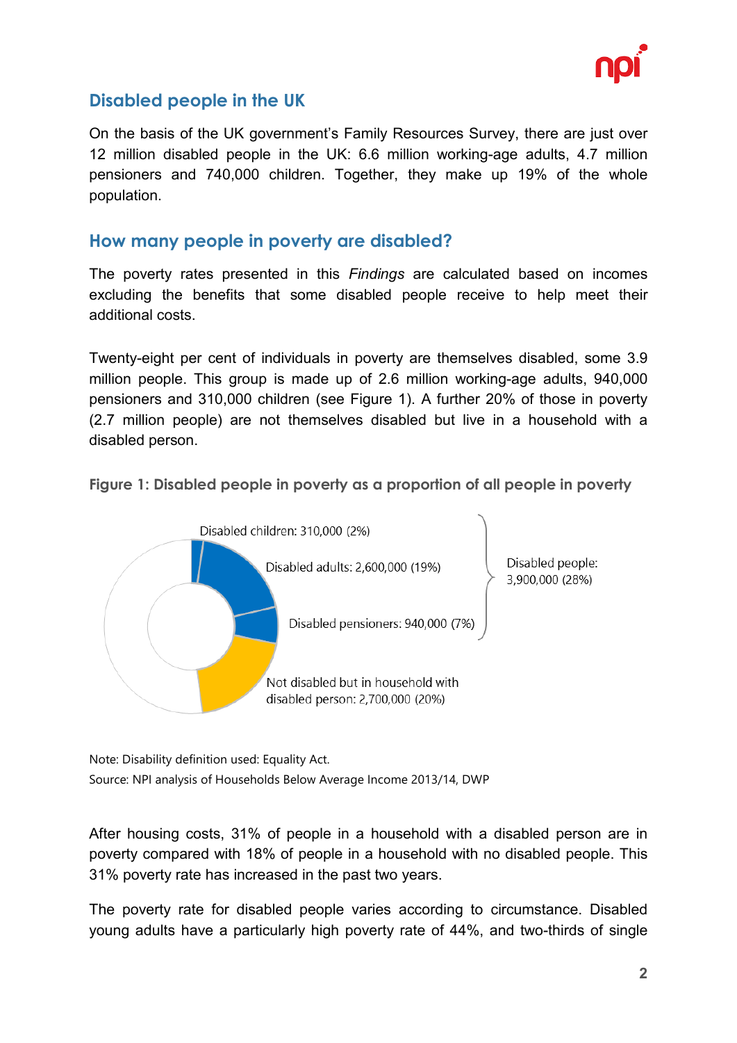## Disabled people in the UK

On the basis of the UK government's Family Resources Survey, there are just over 12 million disabled people in the UK: 6.6 million working-age adults, 4.7 million pensioners and 740,000 children. Together, they make up 19% of the whole population.

## How many people in poverty are disabled?

The poverty rates presented in this *Findings* are calculated based on incomes excluding the benefits that some disabled people receive to help meet their additional costs.

Twenty-eight per cent of individuals in poverty are themselves disabled, some 3.9 million people. This group is made up of 2.6 million working-age adults, 940,000 pensioners and 310,000 children (see Figure 1). A further 20% of those in poverty (2.7 million people) are not themselves disabled but live in a household with a disabled person.

**Figure 1: Disabled people in poverty as a proportion of all people in poverty**

Disabled children: 310,000 (2%)

Disabled adults: 2,600,000 (19%)

Disabled pensioners: 940,000 (7%)

Disabled people: 3,900,000 (28%)

Not disabled but in household with disabled person: 2,700,000 (20%)

Note: Disability definition used: Equality Act.
Source: NPI analysis of Households Below Average Income 2013/14, DWP

After housing costs, 31% of people in a household with a disabled person are in poverty compared with 18% of people in a household with no disabled people. This 31% poverty rate has increased in the past two years.

The poverty rate for disabled people varies according to circumstance. Disabled young adults have a particularly high poverty rate of 44%, and two-thirds of single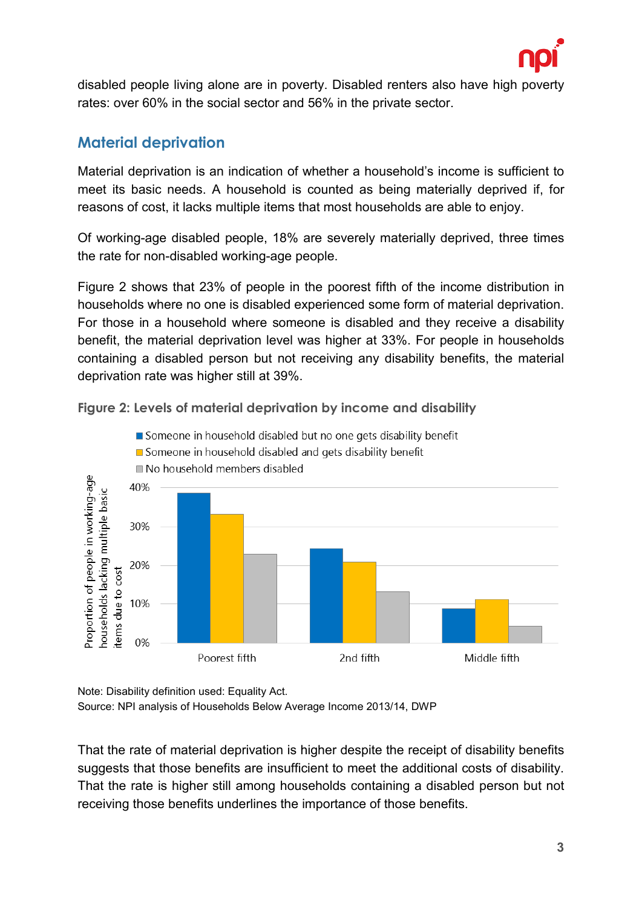disabled people living alone are in poverty. Disabled renters also have high poverty rates: over 60% in the social sector and 56% in the private sector.

## Material deprivation

Material deprivation is an indication of whether a household's income is sufficient to meet its basic needs. A household is counted as being materially deprived if, for reasons of cost, it lacks multiple items that most households are able to enjoy.

Of working-age disabled people, 18% are severely materially deprived, three times the rate for non-disabled working-age people.

Figure 2 shows that 23% of people in the poorest fifth of the income distribution in households where no one is disabled experienced some form of material deprivation. For those in a household where someone is disabled and they receive a disability benefit, the material deprivation level was higher at 33%. For people in households containing a disabled person but not receiving any disability benefits, the material deprivation rate was higher still at 39%.

**Figure 2: Levels of material deprivation by income and disability**

Note: Disability definition used: Equality Act.
Source: NPI analysis of Households Below Average Income 2013/14, DWP

That the rate of material deprivation is higher despite the receipt of disability benefits suggests that those benefits are insufficient to meet the additional costs of disability. That the rate is higher still among households containing a disabled person but not receiving those benefits underlines the importance of those benefits.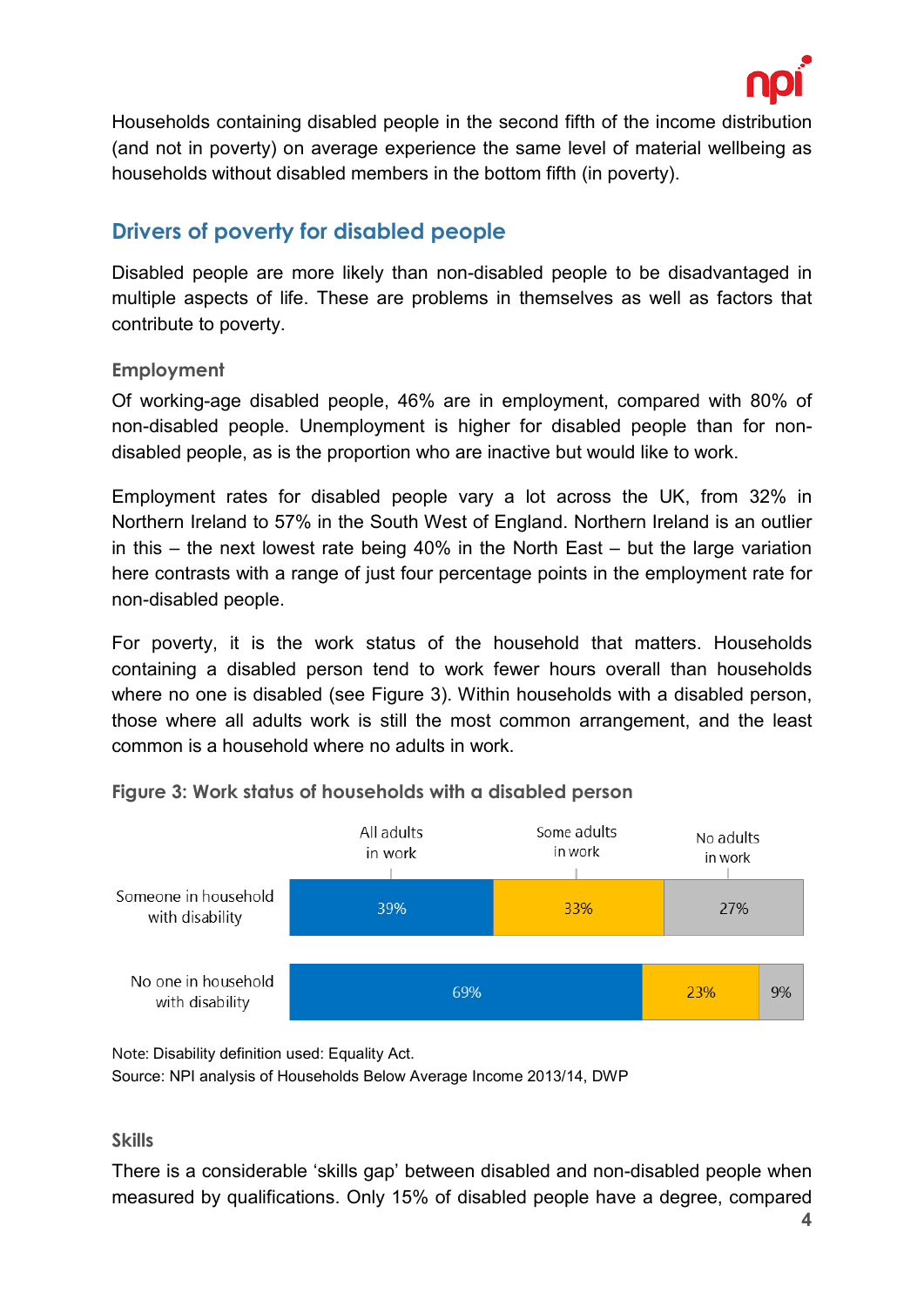Households containing disabled people in the second fifth of the income distribution (and not in poverty) on average experience the same level of material wellbeing as households without disabled members in the bottom fifth (in poverty).

## Drivers of poverty for disabled people

Disabled people are more likely than non-disabled people to be disadvantaged in multiple aspects of life. These are problems in themselves as well as factors that contribute to poverty.

### Employment

Of working-age disabled people, 46% are in employment, compared with 80% of non-disabled people. Unemployment is higher for disabled people than for non-disabled people, as is the proportion who are inactive but would like to work.

Employment rates for disabled people vary a lot across the UK, from 32% in Northern Ireland to 57% in the South West of England. Northern Ireland is an outlier in this – the next lowest rate being 40% in the North East – but the large variation here contrasts with a range of just four percentage points in the employment rate for non-disabled people.

For poverty, it is the work status of the household that matters. Households containing a disabled person tend to work fewer hours overall than households where no one is disabled (see Figure 3). Within households with a disabled person, those where all adults work is still the most common arrangement, and the least common is a household where no adults in work.

**Figure 3: Work status of households with a disabled person**

| | All adults in work | Some adults in work | No adults in work |
|---|---|---|---|
| Someone in household with disability | 39% | 33% | 27% |
| No one in household with disability | 69% | 23% | 9% |

Note: Disability definition used: Equality Act.
Source: NPI analysis of Households Below Average Income 2013/14, DWP

### Skills

There is a considerable 'skills gap' between disabled and non-disabled people when measured by qualifications. Only 15% of disabled people have a degree, compared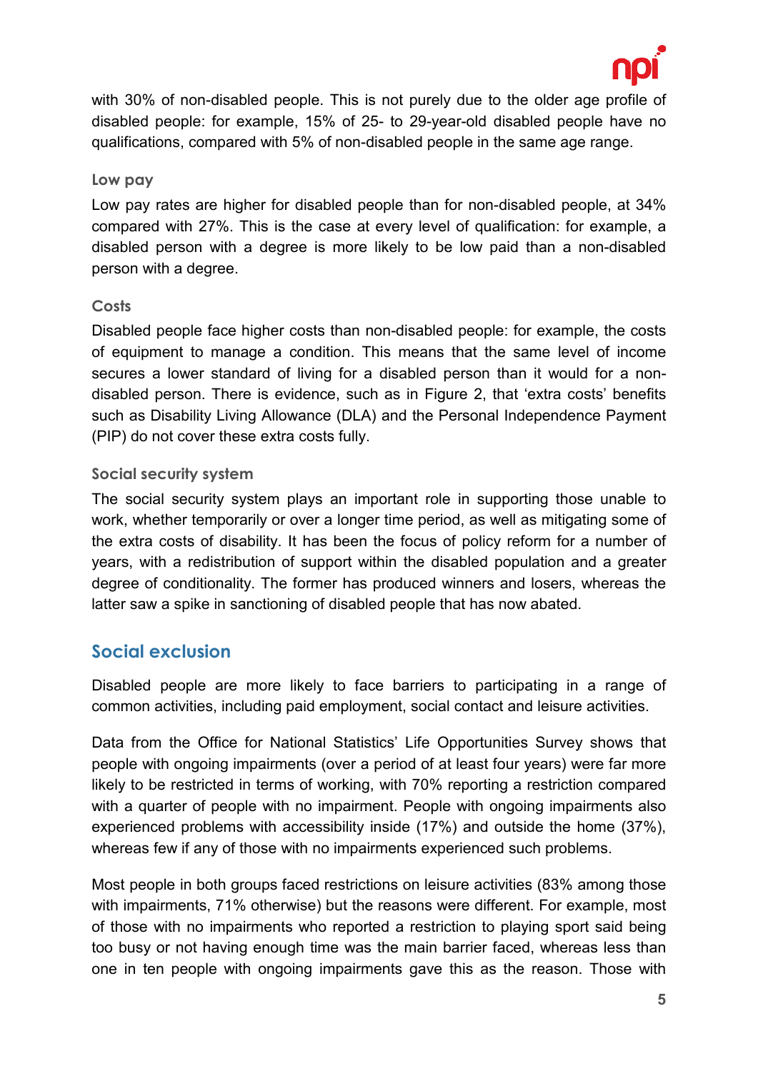with 30% of non-disabled people. This is not purely due to the older age profile of disabled people: for example, 15% of 25- to 29-year-old disabled people have no qualifications, compared with 5% of non-disabled people in the same age range.

### Low pay

Low pay rates are higher for disabled people than for non-disabled people, at 34% compared with 27%. This is the case at every level of qualification: for example, a disabled person with a degree is more likely to be low paid than a non-disabled person with a degree.

### Costs

Disabled people face higher costs than non-disabled people: for example, the costs of equipment to manage a condition. This means that the same level of income secures a lower standard of living for a disabled person than it would for a non-disabled person. There is evidence, such as in Figure 2, that 'extra costs' benefits such as Disability Living Allowance (DLA) and the Personal Independence Payment (PIP) do not cover these extra costs fully.

### Social security system

The social security system plays an important role in supporting those unable to work, whether temporarily or over a longer time period, as well as mitigating some of the extra costs of disability. It has been the focus of policy reform for a number of years, with a redistribution of support within the disabled population and a greater degree of conditionality. The former has produced winners and losers, whereas the latter saw a spike in sanctioning of disabled people that has now abated.

## Social exclusion

Disabled people are more likely to face barriers to participating in a range of common activities, including paid employment, social contact and leisure activities.

Data from the Office for National Statistics' Life Opportunities Survey shows that people with ongoing impairments (over a period of at least four years) were far more likely to be restricted in terms of working, with 70% reporting a restriction compared with a quarter of people with no impairment. People with ongoing impairments also experienced problems with accessibility inside (17%) and outside the home (37%), whereas few if any of those with no impairments experienced such problems.

Most people in both groups faced restrictions on leisure activities (83% among those with impairments, 71% otherwise) but the reasons were different. For example, most of those with no impairments who reported a restriction to playing sport said being too busy or not having enough time was the main barrier faced, whereas less than one in ten people with ongoing impairments gave this as the reason. Those with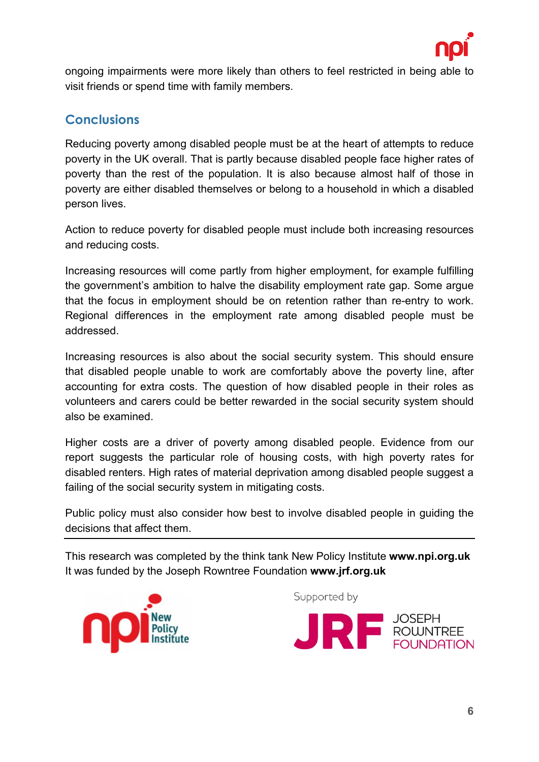ongoing impairments were more likely than others to feel restricted in being able to visit friends or spend time with family members.

## Conclusions

Reducing poverty among disabled people must be at the heart of attempts to reduce poverty in the UK overall. That is partly because disabled people face higher rates of poverty than the rest of the population. It is also because almost half of those in poverty are either disabled themselves or belong to a household in which a disabled person lives.

Action to reduce poverty for disabled people must include both increasing resources and reducing costs.

Increasing resources will come partly from higher employment, for example fulfilling the government's ambition to halve the disability employment rate gap. Some argue that the focus in employment should be on retention rather than re-entry to work. Regional differences in the employment rate among disabled people must be addressed.

Increasing resources is also about the social security system. This should ensure that disabled people unable to work are comfortably above the poverty line, after accounting for extra costs. The question of how disabled people in their roles as volunteers and carers could be better rewarded in the social security system should also be examined.

Higher costs are a driver of poverty among disabled people. Evidence from our report suggests the particular role of housing costs, with high poverty rates for disabled renters. High rates of material deprivation among disabled people suggest a failing of the social security system in mitigating costs.

Public policy must also consider how best to involve disabled people in guiding the decisions that affect them.

---

This research was completed by the think tank New Policy Institute **www.npi.org.uk**
It was funded by the Joseph Rowntree Foundation **www.jrf.org.uk**

npi New Policy Institute

Supported by

JRF JOSEPH ROWNTREE FOUNDATION